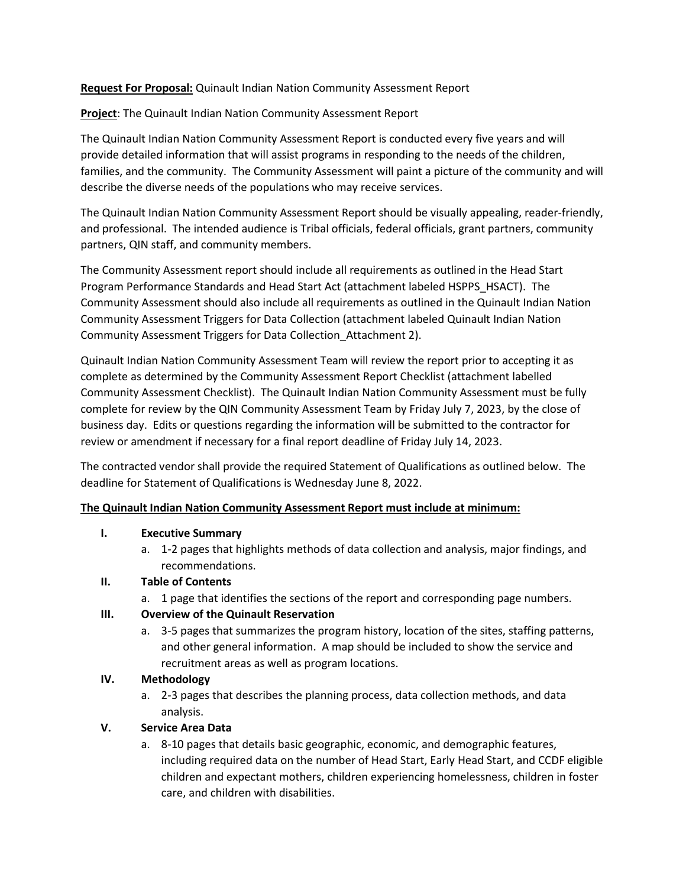**Request For Proposal:** Quinault Indian Nation Community Assessment Report

**Project**: The Quinault Indian Nation Community Assessment Report

The Quinault Indian Nation Community Assessment Report is conducted every five years and will provide detailed information that will assist programs in responding to the needs of the children, families, and the community. The Community Assessment will paint a picture of the community and will describe the diverse needs of the populations who may receive services.

The Quinault Indian Nation Community Assessment Report should be visually appealing, reader-friendly, and professional. The intended audience is Tribal officials, federal officials, grant partners, community partners, QIN staff, and community members.

The Community Assessment report should include all requirements as outlined in the Head Start Program Performance Standards and Head Start Act (attachment labeled HSPPS_HSACT). The Community Assessment should also include all requirements as outlined in the Quinault Indian Nation Community Assessment Triggers for Data Collection (attachment labeled Quinault Indian Nation Community Assessment Triggers for Data Collection_Attachment 2).

Quinault Indian Nation Community Assessment Team will review the report prior to accepting it as complete as determined by the Community Assessment Report Checklist (attachment labelled Community Assessment Checklist). The Quinault Indian Nation Community Assessment must be fully complete for review by the QIN Community Assessment Team by Friday July 7, 2023, by the close of business day. Edits or questions regarding the information will be submitted to the contractor for review or amendment if necessary for a final report deadline of Friday July 14, 2023.

The contracted vendor shall provide the required Statement of Qualifications as outlined below. The deadline for Statement of Qualifications is Wednesday June 8, 2022.

**The Quinault Indian Nation Community Assessment Report must include at minimum:**

I. **Executive Summary**
   a. 1-2 pages that highlights methods of data collection and analysis, major findings, and recommendations.

II. **Table of Contents**
   a. 1 page that identifies the sections of the report and corresponding page numbers.

III. **Overview of the Quinault Reservation**
   a. 3-5 pages that summarizes the program history, location of the sites, staffing patterns, and other general information. A map should be included to show the service and recruitment areas as well as program locations.

IV. **Methodology**
   a. 2-3 pages that describes the planning process, data collection methods, and data analysis.

V. **Service Area Data**
   a. 8-10 pages that details basic geographic, economic, and demographic features, including required data on the number of Head Start, Early Head Start, and CCDF eligible children and expectant mothers, children experiencing homelessness, children in foster care, and children with disabilities.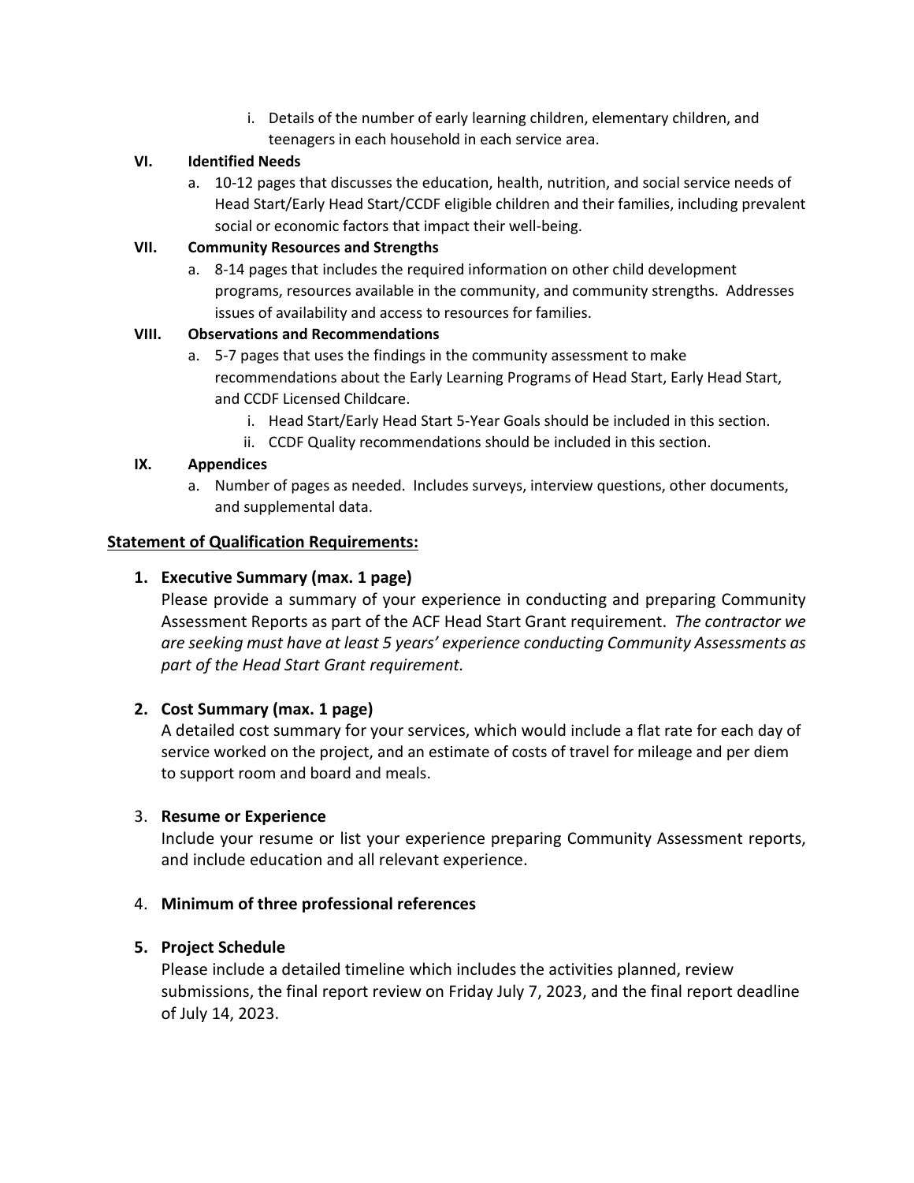i. Details of the number of early learning children, elementary children, and teenagers in each household in each service area.

**VI. Identified Needs**

   a. 10-12 pages that discusses the education, health, nutrition, and social service needs of Head Start/Early Head Start/CCDF eligible children and their families, including prevalent social or economic factors that impact their well-being.

**VII. Community Resources and Strengths**

   a. 8-14 pages that includes the required information on other child development programs, resources available in the community, and community strengths. Addresses issues of availability and access to resources for families.

**VIII. Observations and Recommendations**

   a. 5-7 pages that uses the findings in the community assessment to make recommendations about the Early Learning Programs of Head Start, Early Head Start, and CCDF Licensed Childcare.
      i. Head Start/Early Head Start 5-Year Goals should be included in this section.
      ii. CCDF Quality recommendations should be included in this section.

**IX. Appendices**

   a. Number of pages as needed. Includes surveys, interview questions, other documents, and supplemental data.

**<u>Statement of Qualification Requirements:</u>**

1. **Executive Summary (max. 1 page)**
   Please provide a summary of your experience in conducting and preparing Community Assessment Reports as part of the ACF Head Start Grant requirement. *The contractor we are seeking must have at least 5 years' experience conducting Community Assessments as part of the Head Start Grant requirement.*

2. **Cost Summary (max. 1 page)**
   A detailed cost summary for your services, which would include a flat rate for each day of service worked on the project, and an estimate of costs of travel for mileage and per diem to support room and board and meals.

3. **Resume or Experience**
   Include your resume or list your experience preparing Community Assessment reports, and include education and all relevant experience.

4. **Minimum of three professional references**

5. **Project Schedule**
   Please include a detailed timeline which includes the activities planned, review submissions, the final report review on Friday July 7, 2023, and the final report deadline of July 14, 2023.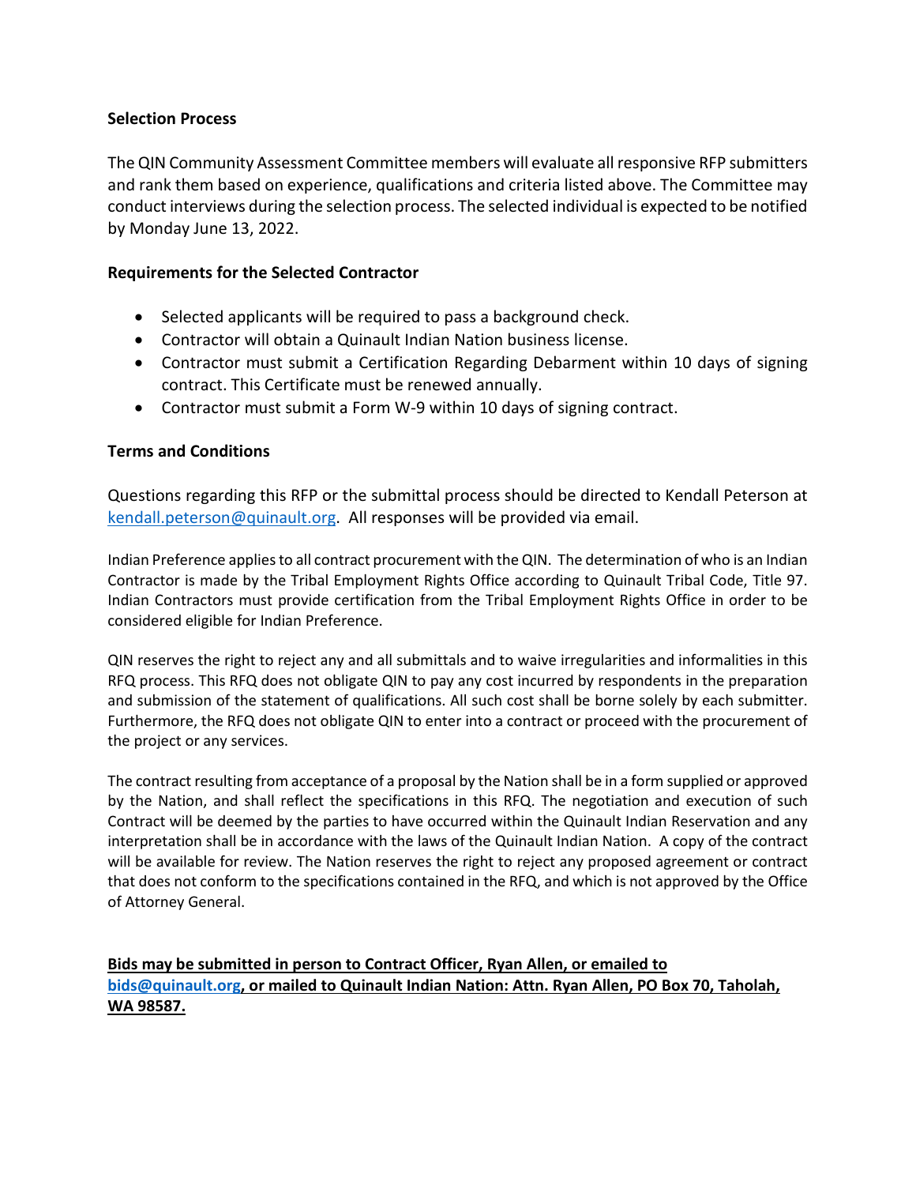**Selection Process**

The QIN Community Assessment Committee members will evaluate all responsive RFP submitters and rank them based on experience, qualifications and criteria listed above. The Committee may conduct interviews during the selection process. The selected individual is expected to be notified by Monday June 13, 2022.

**Requirements for the Selected Contractor**

- Selected applicants will be required to pass a background check.
- Contractor will obtain a Quinault Indian Nation business license.
- Contractor must submit a Certification Regarding Debarment within 10 days of signing contract. This Certificate must be renewed annually.
- Contractor must submit a Form W-9 within 10 days of signing contract.

**Terms and Conditions**

Questions regarding this RFP or the submittal process should be directed to Kendall Peterson at kendall.peterson@quinault.org. All responses will be provided via email.

Indian Preference applies to all contract procurement with the QIN. The determination of who is an Indian Contractor is made by the Tribal Employment Rights Office according to Quinault Tribal Code, Title 97. Indian Contractors must provide certification from the Tribal Employment Rights Office in order to be considered eligible for Indian Preference.

QIN reserves the right to reject any and all submittals and to waive irregularities and informalities in this RFQ process. This RFQ does not obligate QIN to pay any cost incurred by respondents in the preparation and submission of the statement of qualifications. All such cost shall be borne solely by each submitter. Furthermore, the RFQ does not obligate QIN to enter into a contract or proceed with the procurement of the project or any services.

The contract resulting from acceptance of a proposal by the Nation shall be in a form supplied or approved by the Nation, and shall reflect the specifications in this RFQ. The negotiation and execution of such Contract will be deemed by the parties to have occurred within the Quinault Indian Reservation and any interpretation shall be in accordance with the laws of the Quinault Indian Nation. A copy of the contract will be available for review. The Nation reserves the right to reject any proposed agreement or contract that does not conform to the specifications contained in the RFQ, and which is not approved by the Office of Attorney General.

**Bids may be submitted in person to Contract Officer, Ryan Allen, or emailed to bids@quinault.org, or mailed to Quinault Indian Nation: Attn. Ryan Allen, PO Box 70, Taholah, WA 98587.**